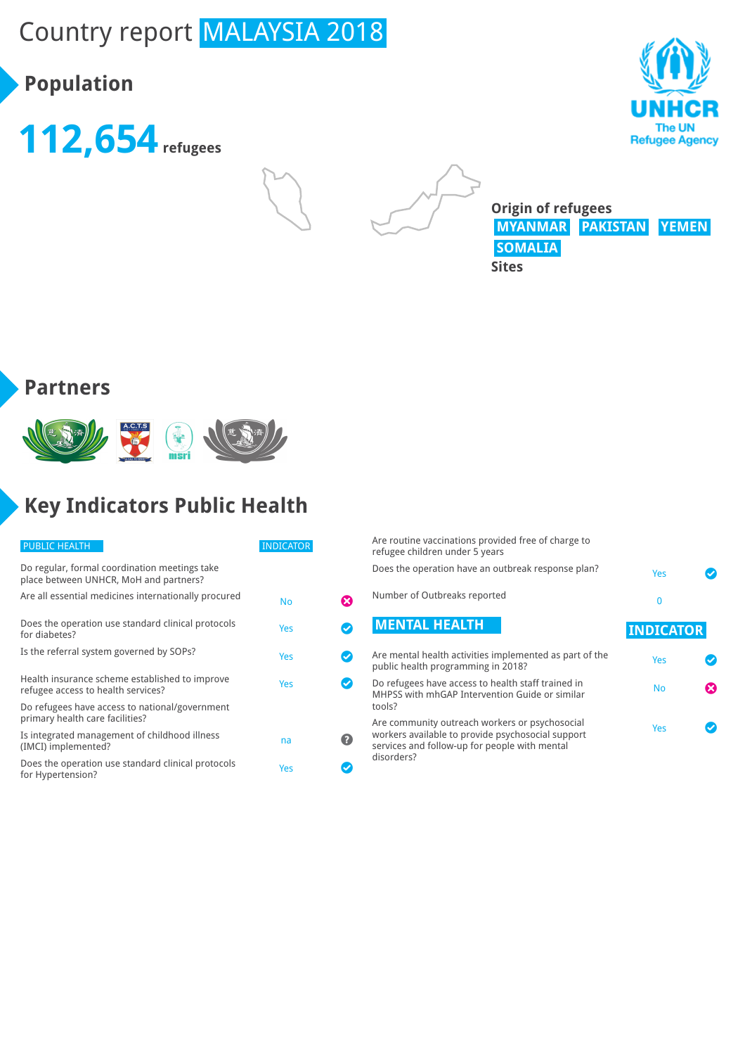# Country report MALAYSIA 2018

## Population

**112,654** refugees

**Origin of refugees**
MYANMAR PAKISTAN YEMEN
SOMALIA

**Sites**

## Partners

## Key Indicators Public Health

| PUBLIC HEALTH | INDICATOR |
|---|---|
| Do regular, formal coordination meetings take place between UNHCR, MoH and partners? | |
| Are all essential medicines internationally procured | No |
| Does the operation use standard clinical protocols for diabetes? | Yes |
| Is the referral system governed by SOPs? | Yes |
| Health insurance scheme established to improve refugee access to health services? | Yes |
| Do refugees have access to national/government primary health care facilities? | |
| Is integrated management of childhood illness (IMCI) implemented? | na |
| Does the operation use standard clinical protocols for Hypertension? | Yes |
| Are routine vaccinations provided free of charge to refugee children under 5 years | |
| Does the operation have an outbreak response plan? | Yes |
| Number of Outbreaks reported | 0 |

| MENTAL HEALTH | INDICATOR |
|---|---|
| Are mental health activities implemented as part of the public health programming in 2018? | Yes |
| Do refugees have access to health staff trained in MHPSS with mhGAP Intervention Guide or similar tools? | No |
| Are community outreach workers or psychosocial workers available to provide psychosocial support services and follow-up for people with mental disorders? | Yes |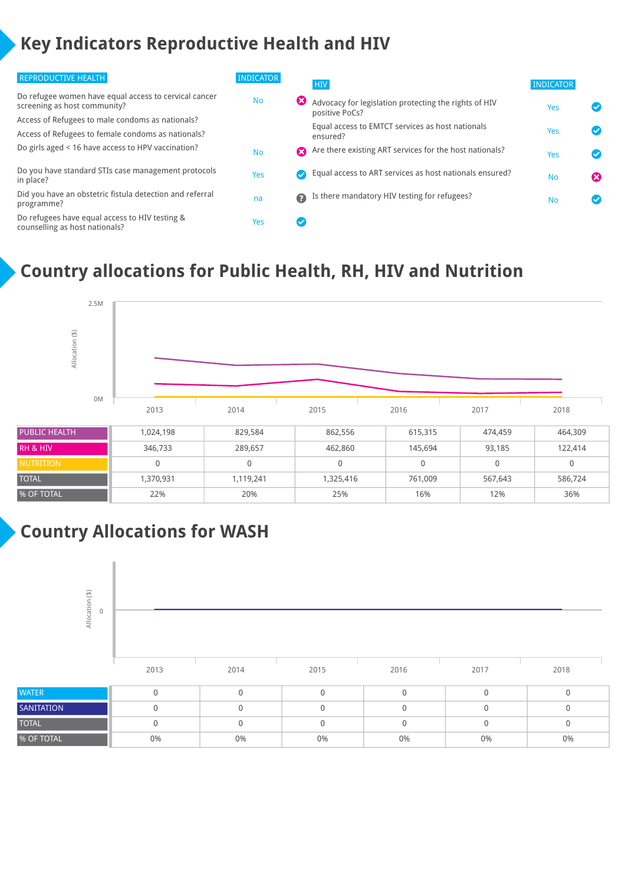# Key Indicators Reproductive Health and HIV

| REPRODUCTIVE HEALTH | INDICATOR | |
|---|---|---|
| Do refugee women have equal access to cervical cancer screening as host community? | No | ✗ |
| Access of Refugees to male condoms as nationals? | | |
| Access of Refugees to female condoms as nationals? | | |
| Do girls aged < 16 have access to HPV vaccination? | No | ✗ |
| Do you have standard STIs case management protocols in place? | Yes | ✓ |
| Did you have an obstetric fistula detection and referral programme? | na | ? |
| Do refugees have equal access to HIV testing & counselling as host nationals? | Yes | ✓ |

| HIV | INDICATOR | |
|---|---|---|
| Advocacy for legislation protecting the rights of HIV positive PoCs? | Yes | ✓ |
| Equal access to EMTCT services as host nationals ensured? | Yes | ✓ |
| Are there existing ART services for the host nationals? | Yes | ✓ |
| Equal access to ART services as host nationals ensured? | No | ✗ |
| Is there mandatory HIV testing for refugees? | No | ✓ |

# Country allocations for Public Health, RH, HIV and Nutrition

2.5M

Allocation ($)

0M

2013 2014 2015 2016 2017 2018

| | 2013 | 2014 | 2015 | 2016 | 2017 | 2018 |
|---|---|---|---|---|---|---|
| PUBLIC HEALTH | 1,024,198 | 829,584 | 862,556 | 615,315 | 474,459 | 464,309 |
| RH & HIV | 346,733 | 289,657 | 462,860 | 145,694 | 93,185 | 122,414 |
| NUTRITION | 0 | 0 | 0 | 0 | 0 | 0 |
| TOTAL | 1,370,931 | 1,119,241 | 1,325,416 | 761,009 | 567,643 | 586,724 |
| % OF TOTAL | 22% | 20% | 25% | 16% | 12% | 36% |

# Country Allocations for WASH

Allocation ($)

0

2013 2014 2015 2016 2017 2018

| | 2013 | 2014 | 2015 | 2016 | 2017 | 2018 |
|---|---|---|---|---|---|---|
| WATER | 0 | 0 | 0 | 0 | 0 | 0 |
| SANITATION | 0 | 0 | 0 | 0 | 0 | 0 |
| TOTAL | 0 | 0 | 0 | 0 | 0 | 0 |
| % OF TOTAL | 0% | 0% | 0% | 0% | 0% | 0% |